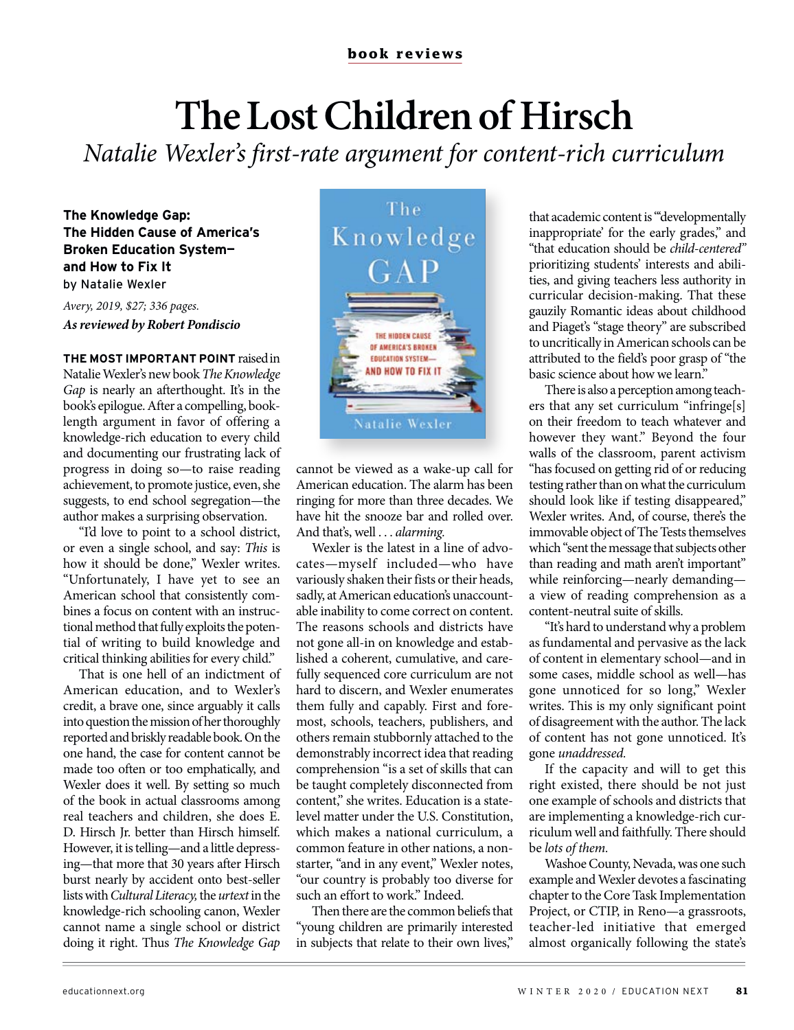book reviews

# The Lost Children of Hirsch

*Natalie Wexler's first-rate argument for content-rich curriculum*

**The Knowledge Gap: The Hidden Cause of America's Broken Education System—and How to Fix It**
by Natalie Wexler

*Avery, 2019, $27; 336 pages.*
***As reviewed by Robert Pondiscio***

**THE MOST IMPORTANT POINT** raised in Natalie Wexler's new book *The Knowledge Gap* is nearly an afterthought. It's in the book's epilogue. After a compelling, book-length argument in favor of offering a knowledge-rich education to every child and documenting our frustrating lack of progress in doing so—to raise reading achievement, to promote justice, even, she suggests, to end school segregation—the author makes a surprising observation.

"I'd love to point to a school district, or even a single school, and say: *This* is how it should be done," Wexler writes. "Unfortunately, I have yet to see an American school that consistently combines a focus on content with an instructional method that fully exploits the potential of writing to build knowledge and critical thinking abilities for every child."

That is one hell of an indictment of American education, and to Wexler's credit, a brave one, since arguably it calls into question the mission of her thoroughly reported and briskly readable book. On the one hand, the case for content cannot be made too often or too emphatically, and Wexler does it well. By setting so much of the book in actual classrooms among real teachers and children, she does E. D. Hirsch Jr. better than Hirsch himself. However, it is telling—and a little depressing—that more that 30 years after Hirsch burst nearly by accident onto best-seller lists with *Cultural Literacy,* the *urtext* in the knowledge-rich schooling canon, Wexler cannot name a single school or district doing it right. Thus *The Knowledge Gap* cannot be viewed as a wake-up call for American education. The alarm has been ringing for more than three decades. We have hit the snooze bar and rolled over. And that's, well . . . *alarming.*

Wexler is the latest in a line of advocates—myself included—who have variously shaken their fists or their heads, sadly, at American education's unaccountable inability to come correct on content. The reasons schools and districts have not gone all-in on knowledge and established a coherent, cumulative, and carefully sequenced core curriculum are not hard to discern, and Wexler enumerates them fully and capably. First and foremost, schools, teachers, publishers, and others remain stubbornly attached to the demonstrably incorrect idea that reading comprehension "is a set of skills that can be taught completely disconnected from content," she writes. Education is a state-level matter under the U.S. Constitution, which makes a national curriculum, a common feature in other nations, a non-starter, "and in any event," Wexler notes, "our country is probably too diverse for such an effort to work." Indeed.

Then there are the common beliefs that "young children are primarily interested in subjects that relate to their own lives," that academic content is "'developmentally inappropriate' for the early grades," and "that education should be *child-centered*" prioritizing students' interests and abilities, and giving teachers less authority in curricular decision-making. That these gauzily Romantic ideas about childhood and Piaget's "stage theory" are subscribed to uncritically in American schools can be attributed to the field's poor grasp of "the basic science about how we learn."

There is also a perception among teachers that any set curriculum "infringe[s] on their freedom to teach whatever and however they want." Beyond the four walls of the classroom, parent activism "has focused on getting rid of or reducing testing rather than on what the curriculum should look like if testing disappeared," Wexler writes. And, of course, there's the immovable object of The Tests themselves which "sent the message that subjects other than reading and math aren't important" while reinforcing—nearly demanding—a view of reading comprehension as a content-neutral suite of skills.

"It's hard to understand why a problem as fundamental and pervasive as the lack of content in elementary school—and in some cases, middle school as well—has gone unnoticed for so long," Wexler writes. This is my only significant point of disagreement with the author. The lack of content has not gone unnoticed. It's gone *unaddressed.*

If the capacity and will to get this right existed, there should be not just one example of schools and districts that are implementing a knowledge-rich curriculum well and faithfully. There should be *lots of them.*

Washoe County, Nevada, was one such example and Wexler devotes a fascinating chapter to the Core Task Implementation Project, or CTIP, in Reno—a grassroots, teacher-led initiative that emerged almost organically following the state's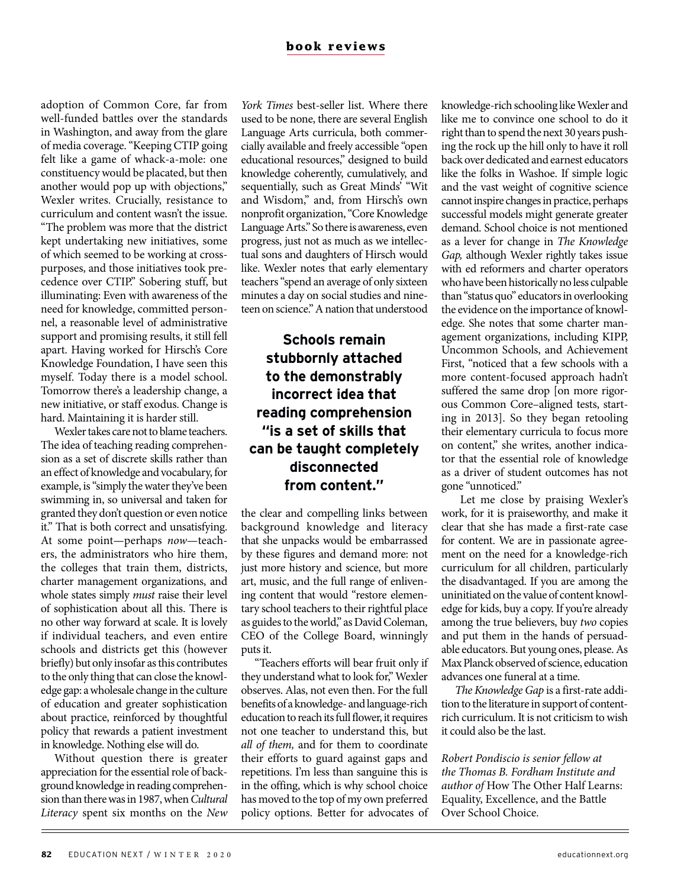adoption of Common Core, far from well-funded battles over the standards in Washington, and away from the glare of media coverage. "Keeping CTIP going felt like a game of whack-a-mole: one constituency would be placated, but then another would pop up with objections," Wexler writes. Crucially, resistance to curriculum and content wasn't the issue. "The problem was more that the district kept undertaking new initiatives, some of which seemed to be working at cross-purposes, and those initiatives took precedence over CTIP." Sobering stuff, but illuminating: Even with awareness of the need for knowledge, committed personnel, a reasonable level of administrative support and promising results, it still fell apart. Having worked for Hirsch's Core Knowledge Foundation, I have seen this myself. Today there is a model school. Tomorrow there's a leadership change, a new initiative, or staff exodus. Change is hard. Maintaining it is harder still.

Wexler takes care not to blame teachers. The idea of teaching reading comprehension as a set of discrete skills rather than an effect of knowledge and vocabulary, for example, is "simply the water they've been swimming in, so universal and taken for granted they don't question or even notice it." That is both correct and unsatisfying. At some point—perhaps *now*—teachers, the administrators who hire them, the colleges that train them, districts, charter management organizations, and whole states simply *must* raise their level of sophistication about all this. There is no other way forward at scale. It is lovely if individual teachers, and even entire schools and districts get this (however briefly) but only insofar as this contributes to the only thing that can close the knowledge gap: a wholesale change in the culture of education and greater sophistication about practice, reinforced by thoughtful policy that rewards a patient investment in knowledge. Nothing else will do.

Without question there is greater appreciation for the essential role of background knowledge in reading comprehension than there was in 1987, when *Cultural Literacy* spent six months on the *New York Times* best-seller list. Where there used to be none, there are several English Language Arts curricula, both commercially available and freely accessible "open educational resources," designed to build knowledge coherently, cumulatively, and sequentially, such as Great Minds' "Wit and Wisdom," and, from Hirsch's own nonprofit organization, "Core Knowledge Language Arts." So there is awareness, even progress, just not as much as we intellectual sons and daughters of Hirsch would like. Wexler notes that early elementary teachers "spend an average of only sixteen minutes a day on social studies and nineteen on science." A nation that understood the clear and compelling links between background knowledge and literacy that she unpacks would be embarrassed by these figures and demand more: not just more history and science, but more art, music, and the full range of enlivening content that would "restore elementary school teachers to their rightful place as guides to the world," as David Coleman, CEO of the College Board, winningly puts it.

**Schools remain stubbornly attached to the demonstrably incorrect idea that reading comprehension "is a set of skills that can be taught completely disconnected from content."**

"Teachers efforts will bear fruit only if they understand what to look for," Wexler observes. Alas, not even then. For the full benefits of a knowledge- and language-rich education to reach its full flower, it requires not one teacher to understand this, but *all of them,* and for them to coordinate their efforts to guard against gaps and repetitions. I'm less than sanguine this is in the offing, which is why school choice has moved to the top of my own preferred policy options. Better for advocates of knowledge-rich schooling like Wexler and like me to convince one school to do it right than to spend the next 30 years pushing the rock up the hill only to have it roll back over dedicated and earnest educators like the folks in Washoe. If simple logic and the vast weight of cognitive science cannot inspire changes in practice, perhaps successful models might generate greater demand. School choice is not mentioned as a lever for change in *The Knowledge Gap,* although Wexler rightly takes issue with ed reformers and charter operators who have been historically no less culpable than "status quo" educators in overlooking the evidence on the importance of knowledge. She notes that some charter management organizations, including KIPP, Uncommon Schools, and Achievement First, "noticed that a few schools with a more content-focused approach hadn't suffered the same drop [on more rigorous Common Core–aligned tests, starting in 2013]. So they began retooling their elementary curricula to focus more on content," she writes, another indicator that the essential role of knowledge as a driver of student outcomes has not gone "unnoticed."

Let me close by praising Wexler's work, for it is praiseworthy, and make it clear that she has made a first-rate case for content. We are in passionate agreement on the need for a knowledge-rich curriculum for all children, particularly the disadvantaged. If you are among the uninitiated on the value of content knowledge for kids, buy a copy. If you're already among the true believers, buy *two* copies and put them in the hands of persuadable educators. But young ones, please. As Max Planck observed of science, education advances one funeral at a time.

*The Knowledge Gap* is a first-rate addition to the literature in support of content-rich curriculum. It is not criticism to wish it could also be the last.

*Robert Pondiscio is senior fellow at the Thomas B. Fordham Institute and author of* How The Other Half Learns: Equality, Excellence, and the Battle Over School Choice.